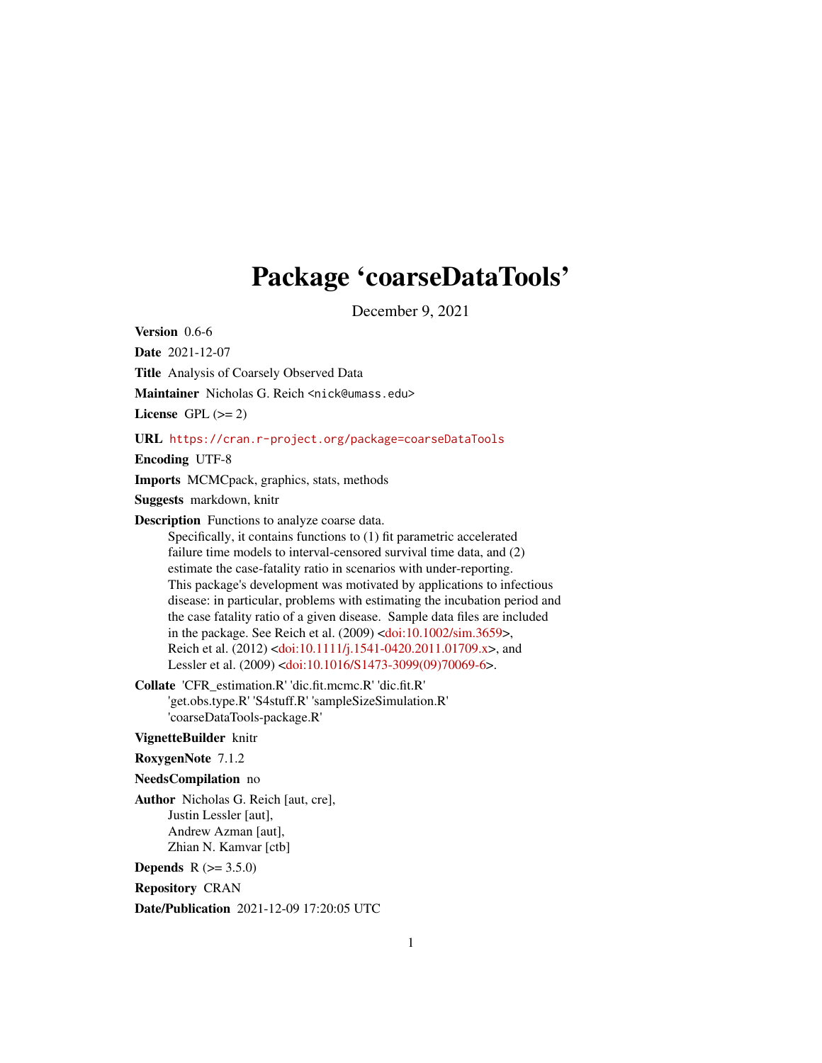# Package 'coarseDataTools'

December 9, 2021

**Version** 0.6-6

**Date** 2021-12-07

**Title** Analysis of Coarsely Observed Data

**Maintainer** Nicholas G. Reich <nick@umass.edu>

**License** GPL (>= 2)

**URL** https://cran.r-project.org/package=coarseDataTools

**Encoding** UTF-8

**Imports** MCMCpack, graphics, stats, methods

**Suggests** markdown, knitr

**Description** Functions to analyze coarse data.
Specifically, it contains functions to (1) fit parametric accelerated failure time models to interval-censored survival time data, and (2) estimate the case-fatality ratio in scenarios with under-reporting.
This package's development was motivated by applications to infectious disease: in particular, problems with estimating the incubation period and the case fatality ratio of a given disease. Sample data files are included in the package. See Reich et al. (2009) <doi:10.1002/sim.3659>, Reich et al. (2012) <doi:10.1111/j.1541-0420.2011.01709.x>, and Lessler et al. (2009) <doi:10.1016/S1473-3099(09)70069-6>.

**Collate** 'CFR_estimation.R' 'dic.fit.mcmc.R' 'dic.fit.R' 'get.obs.type.R' 'S4stuff.R' 'sampleSizeSimulation.R' 'coarseDataTools-package.R'

**VignetteBuilder** knitr

**RoxygenNote** 7.1.2

**NeedsCompilation** no

**Author** Nicholas G. Reich [aut, cre],
Justin Lessler [aut],
Andrew Azman [aut],
Zhian N. Kamvar [ctb]

**Depends** R (>= 3.5.0)

**Repository** CRAN

**Date/Publication** 2021-12-09 17:20:05 UTC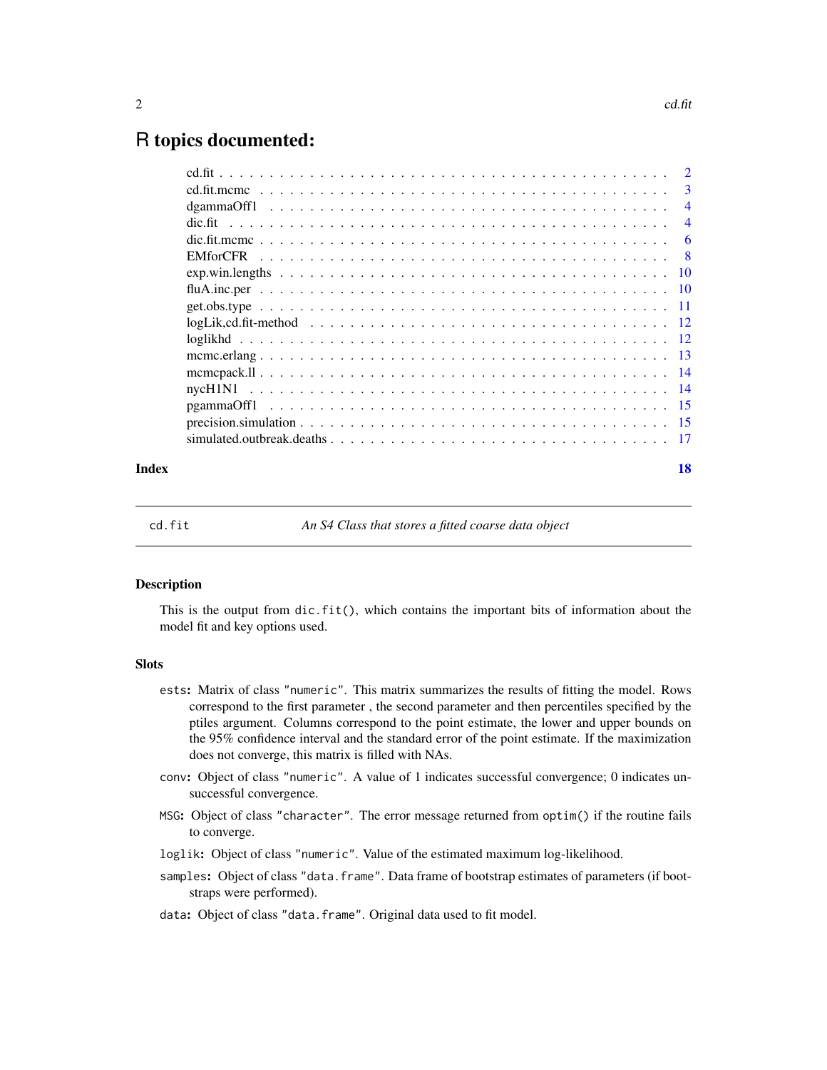# R topics documented:

| | |
|---|---|
| cd.fit | 2 |
| cd.fit.mcmc | 3 |
| dgammaOff1 | 4 |
| dic.fit | 4 |
| dic.fit.mcmc | 6 |
| EMforCFR | 8 |
| exp.win.lengths | 10 |
| fluA.inc.per | 10 |
| get.obs.type | 11 |
| logLik,cd.fit-method | 12 |
| loglikhd | 12 |
| mcmc.erlang | 13 |
| mcmcpack.ll | 14 |
| nycH1N1 | 14 |
| pgammaOff1 | 15 |
| precision.simulation | 15 |
| simulated.outbreak.deaths | 17 |

**Index** 18

---

`cd.fit` *An S4 Class that stores a fitted coarse data object*

---

### Description

This is the output from `dic.fit()`, which contains the important bits of information about the model fit and key options used.

### Slots

- `ests`: Matrix of class `"numeric"`. This matrix summarizes the results of fitting the model. Rows correspond to the first parameter , the second parameter and then percentiles specified by the ptiles argument. Columns correspond to the point estimate, the lower and upper bounds on the 95% confidence interval and the standard error of the point estimate. If the maximization does not converge, this matrix is filled with NAs.
- `conv`: Object of class `"numeric"`. A value of 1 indicates successful convergence; 0 indicates unsuccessful convergence.
- `MSG`: Object of class `"character"`. The error message returned from `optim()` if the routine fails to converge.
- `loglik`: Object of class `"numeric"`. Value of the estimated maximum log-likelihood.
- `samples`: Object of class `"data.frame"`. Data frame of bootstrap estimates of parameters (if bootstraps were performed).
- `data`: Object of class `"data.frame"`. Original data used to fit model.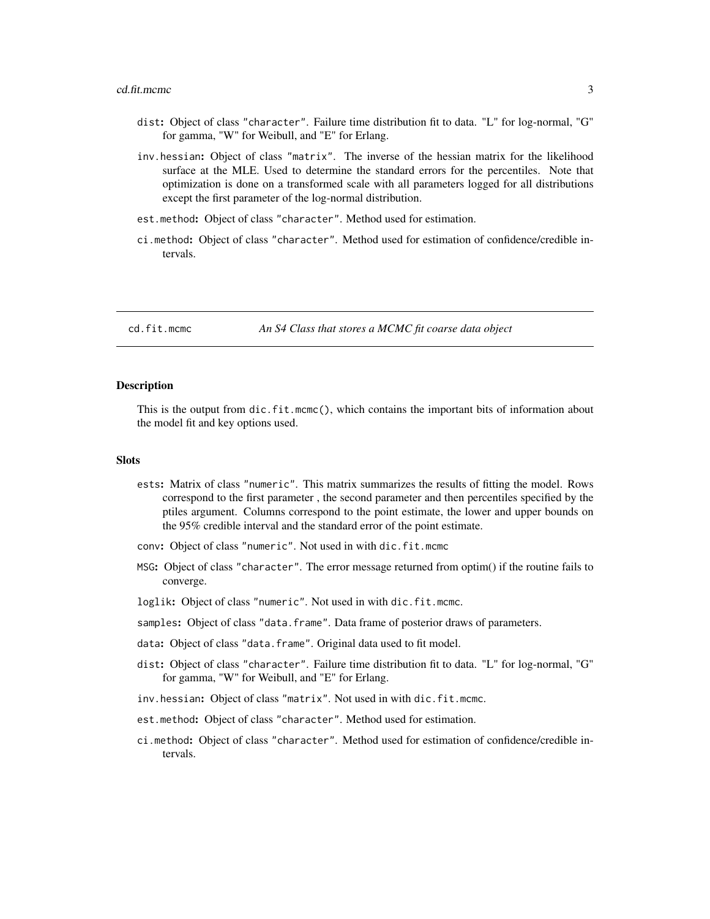- dist: Object of class "character". Failure time distribution fit to data. "L" for log-normal, "G" for gamma, "W" for Weibull, and "E" for Erlang.
- inv.hessian: Object of class "matrix". The inverse of the hessian matrix for the likelihood surface at the MLE. Used to determine the standard errors for the percentiles. Note that optimization is done on a transformed scale with all parameters logged for all distributions except the first parameter of the log-normal distribution.
- est.method: Object of class "character". Method used for estimation.
- ci.method: Object of class "character". Method used for estimation of confidence/credible intervals.

---

## cd.fit.mcmc — *An S4 Class that stores a MCMC fit coarse data object*

---

### Description

This is the output from dic.fit.mcmc(), which contains the important bits of information about the model fit and key options used.

### Slots

- ests: Matrix of class "numeric". This matrix summarizes the results of fitting the model. Rows correspond to the first parameter , the second parameter and then percentiles specified by the ptiles argument. Columns correspond to the point estimate, the lower and upper bounds on the 95% credible interval and the standard error of the point estimate.
- conv: Object of class "numeric". Not used in with dic.fit.mcmc
- MSG: Object of class "character". The error message returned from optim() if the routine fails to converge.
- loglik: Object of class "numeric". Not used in with dic.fit.mcmc.
- samples: Object of class "data.frame". Data frame of posterior draws of parameters.
- data: Object of class "data.frame". Original data used to fit model.
- dist: Object of class "character". Failure time distribution fit to data. "L" for log-normal, "G" for gamma, "W" for Weibull, and "E" for Erlang.
- inv.hessian: Object of class "matrix". Not used in with dic.fit.mcmc.
- est.method: Object of class "character". Method used for estimation.
- ci.method: Object of class "character". Method used for estimation of confidence/credible intervals.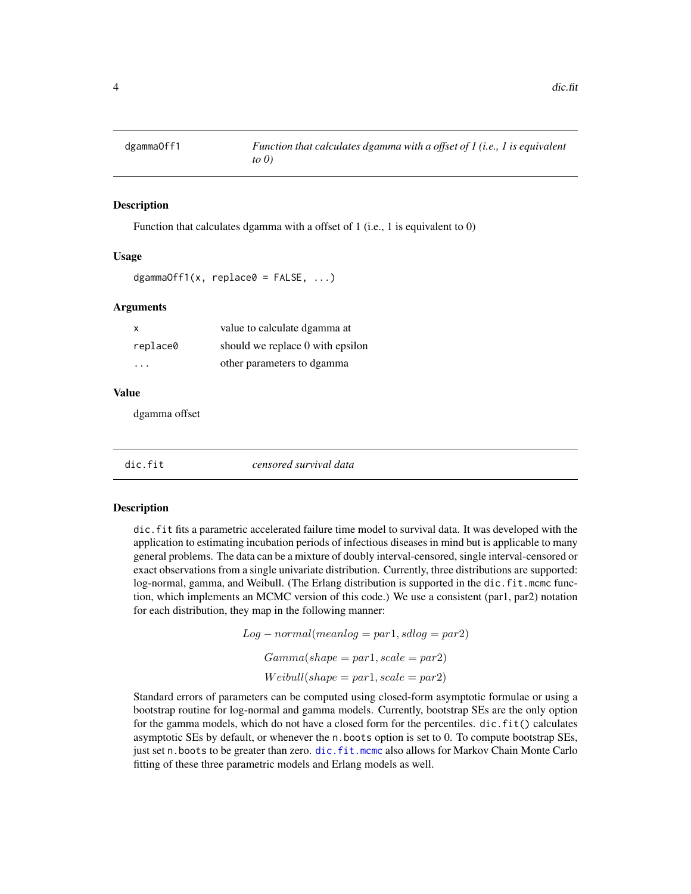## dgammaOff1 — *Function that calculates dgamma with a offset of 1 (i.e., 1 is equivalent to 0)*

### Description

Function that calculates dgamma with a offset of 1 (i.e., 1 is equivalent to 0)

### Usage

```
dgammaOff1(x, replace0 = FALSE, ...)
```

### Arguments

| | |
|---|---|
| x | value to calculate dgamma at |
| replace0 | should we replace 0 with epsilon |
| ... | other parameters to dgamma |

### Value

dgamma offset

## dic.fit — *censored survival data*

### Description

`dic.fit` fits a parametric accelerated failure time model to survival data. It was developed with the application to estimating incubation periods of infectious diseases in mind but is applicable to many general problems. The data can be a mixture of doubly interval-censored, single interval-censored or exact observations from a single univariate distribution. Currently, three distributions are supported: log-normal, gamma, and Weibull. (The Erlang distribution is supported in the `dic.fit.mcmc` function, which implements an MCMC version of this code.) We use a consistent (par1, par2) notation for each distribution, they map in the following manner:

$$Log-normal(meanlog = par1, sdlog = par2)$$

$$Gamma(shape = par1, scale = par2)$$

$$Weibull(shape = par1, scale = par2)$$

Standard errors of parameters can be computed using closed-form asymptotic formulae or using a bootstrap routine for log-normal and gamma models. Currently, bootstrap SEs are the only option for the gamma models, which do not have a closed form for the percentiles. `dic.fit()` calculates asymptotic SEs by default, or whenever the `n.boots` option is set to 0. To compute bootstrap SEs, just set `n.boots` to be greater than zero. `dic.fit.mcmc` also allows for Markov Chain Monte Carlo fitting of these three parametric models and Erlang models as well.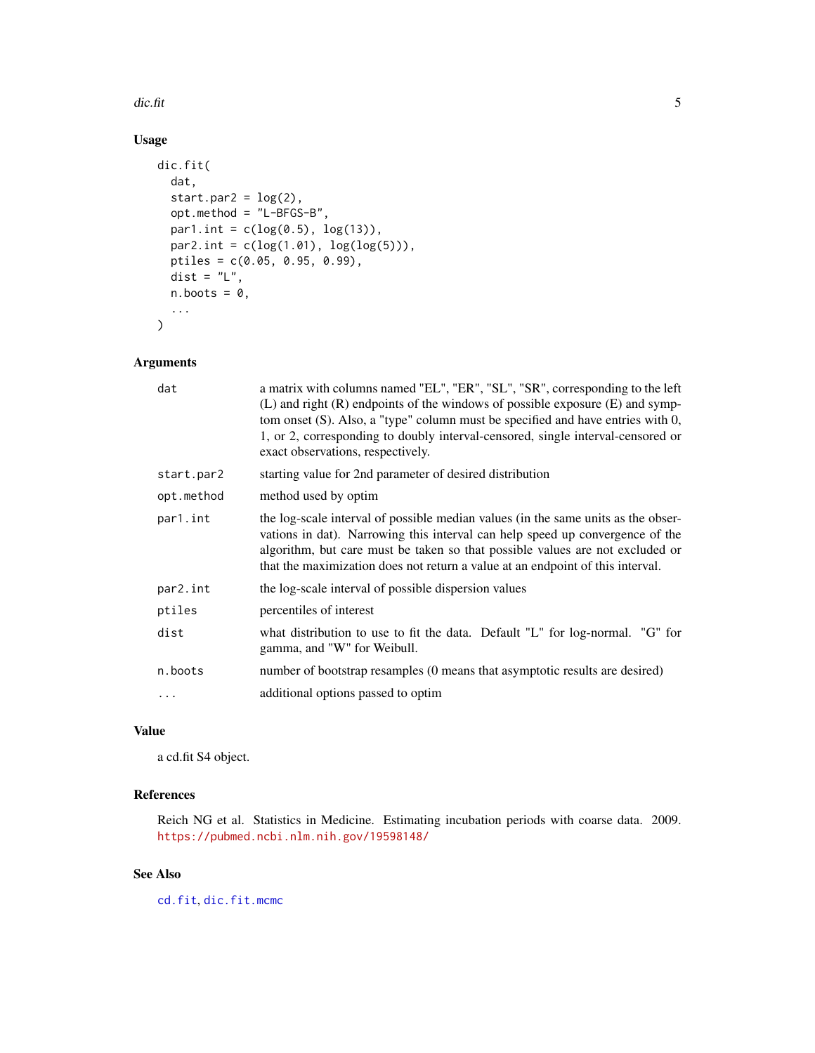## Usage

```
dic.fit(
  dat,
  start.par2 = log(2),
  opt.method = "L-BFGS-B",
  par1.int = c(log(0.5), log(13)),
  par2.int = c(log(1.01), log(log(5))),
  ptiles = c(0.05, 0.95, 0.99),
  dist = "L",
  n.boots = 0,
  ...
)
```

## Arguments

| | |
|---|---|
| `dat` | a matrix with columns named "EL", "ER", "SL", "SR", corresponding to the left (L) and right (R) endpoints of the windows of possible exposure (E) and symptom onset (S). Also, a "type" column must be specified and have entries with 0, 1, or 2, corresponding to doubly interval-censored, single interval-censored or exact observations, respectively. |
| `start.par2` | starting value for 2nd parameter of desired distribution |
| `opt.method` | method used by optim |
| `par1.int` | the log-scale interval of possible median values (in the same units as the observations in dat). Narrowing this interval can help speed up convergence of the algorithm, but care must be taken so that possible values are not excluded or that the maximization does not return a value at an endpoint of this interval. |
| `par2.int` | the log-scale interval of possible dispersion values |
| `ptiles` | percentiles of interest |
| `dist` | what distribution to use to fit the data. Default "L" for log-normal. "G" for gamma, and "W" for Weibull. |
| `n.boots` | number of bootstrap resamples (0 means that asymptotic results are desired) |
| `...` | additional options passed to optim |

## Value

a cd.fit S4 object.

## References

Reich NG et al. Statistics in Medicine. Estimating incubation periods with coarse data. 2009. https://pubmed.ncbi.nlm.nih.gov/19598148/

## See Also

`cd.fit`, `dic.fit.mcmc`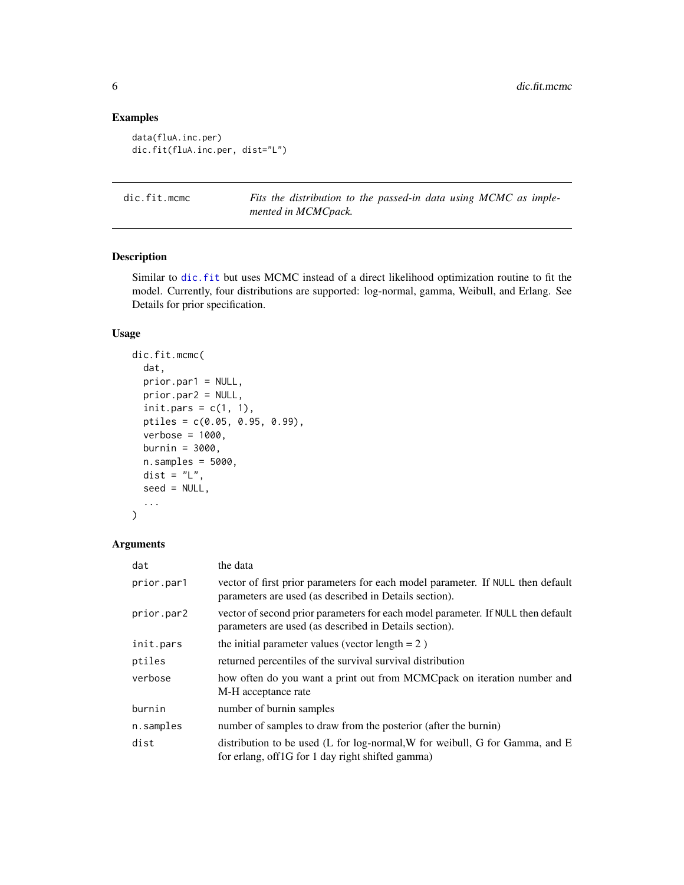## Examples

```
data(fluA.inc.per)
dic.fit(fluA.inc.per, dist="L")
```

---

`dic.fit.mcmc` *Fits the distribution to the passed-in data using MCMC as implemented in MCMCpack.*

---

### Description

Similar to `dic.fit` but uses MCMC instead of a direct likelihood optimization routine to fit the model. Currently, four distributions are supported: log-normal, gamma, Weibull, and Erlang. See Details for prior specification.

### Usage

```
dic.fit.mcmc(
  dat,
  prior.par1 = NULL,
  prior.par2 = NULL,
  init.pars = c(1, 1),
  ptiles = c(0.05, 0.95, 0.99),
  verbose = 1000,
  burnin = 3000,
  n.samples = 5000,
  dist = "L",
  seed = NULL,
  ...
)
```

### Arguments

| | |
|---|---|
| `dat` | the data |
| `prior.par1` | vector of first prior parameters for each model parameter. If NULL then default parameters are used (as described in Details section). |
| `prior.par2` | vector of second prior parameters for each model parameter. If NULL then default parameters are used (as described in Details section). |
| `init.pars` | the initial parameter values (vector length = 2 ) |
| `ptiles` | returned percentiles of the survival survival distribution |
| `verbose` | how often do you want a print out from MCMCpack on iteration number and M-H acceptance rate |
| `burnin` | number of burnin samples |
| `n.samples` | number of samples to draw from the posterior (after the burnin) |
| `dist` | distribution to be used (L for log-normal,W for weibull, G for Gamma, and E for erlang, off1G for 1 day right shifted gamma) |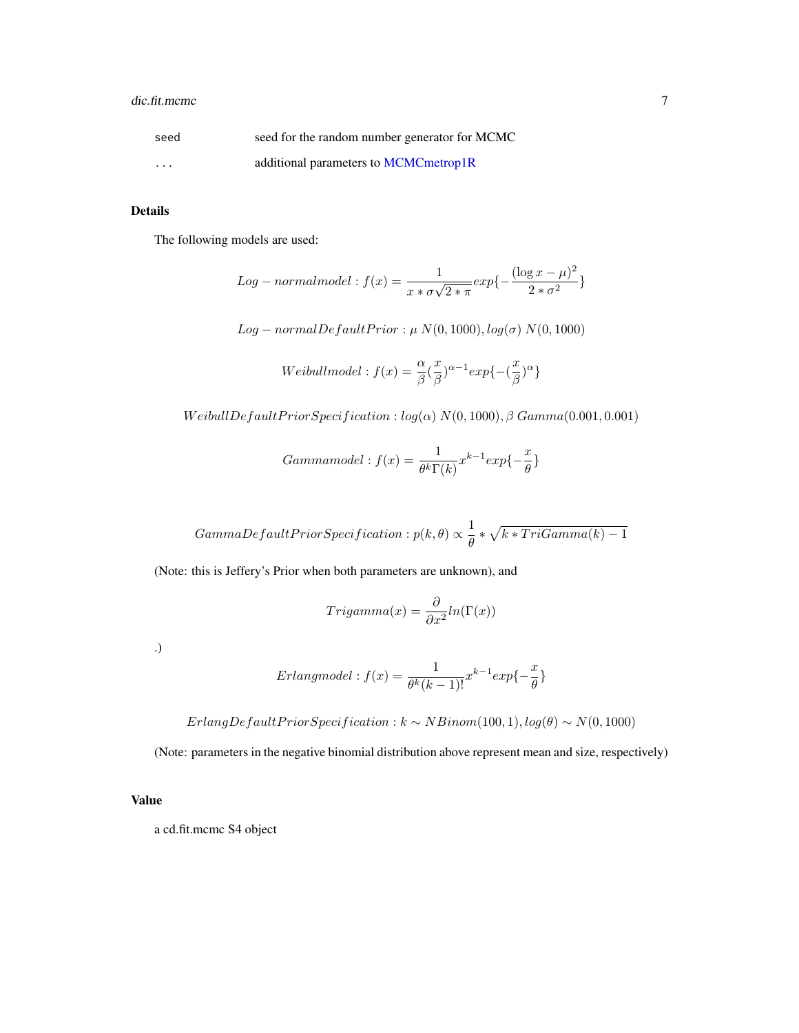| | |
|---|---|
| seed | seed for the random number generator for MCMC |
| ... | additional parameters to MCMCmetrop1R |

## Details

The following models are used:

$$Log-normal model: f(x) = \frac{1}{x*\sigma\sqrt{2*\pi}} exp\{-\frac{(\log x-\mu)^2}{2*\sigma^2}\}$$

$$Log-normal Default Prior: \mu\ N(0, 1000), log(\sigma)\ N(0, 1000)$$

$$Weibull model: f(x) = \frac{\alpha}{\beta}(\frac{x}{\beta})^{\alpha-1} exp\{-(\frac{x}{\beta})^{\alpha}\}$$

$$Weibull Default Prior Specification: log(\alpha)\ N(0, 1000), \beta\ Gamma(0.001, 0.001)$$

$$Gamma model: f(x) = \frac{1}{\theta^k \Gamma(k)} x^{k-1} exp\{-\frac{x}{\theta}\}$$

$$Gamma Default Prior Specification: p(k, \theta) \propto \frac{1}{\theta} * \sqrt{k * TriGamma(k) - 1}$$

(Note: this is Jeffery's Prior when both parameters are unknown), and

$$Trigamma(x) = \frac{\partial}{\partial x^2} ln(\Gamma(x))$$

.)

$$Erlang model: f(x) = \frac{1}{\theta^k (k-1)!} x^{k-1} exp\{-\frac{x}{\theta}\}$$

$$Erlang Default Prior Specification: k \sim NBinom(100, 1), log(\theta) \sim N(0, 1000)$$

(Note: parameters in the negative binomial distribution above represent mean and size, respectively)

## Value

a cd.fit.mcmc S4 object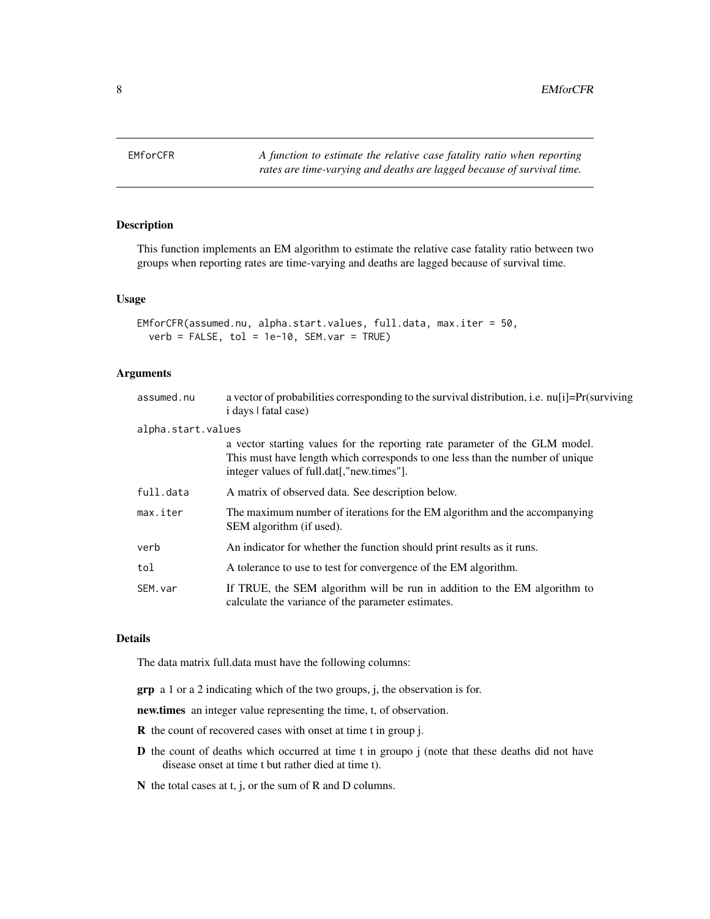EMforCFR — *A function to estimate the relative case fatality ratio when reporting rates are time-varying and deaths are lagged because of survival time.*

## Description

This function implements an EM algorithm to estimate the relative case fatality ratio between two groups when reporting rates are time-varying and deaths are lagged because of survival time.

## Usage

```
EMforCFR(assumed.nu, alpha.start.values, full.data, max.iter = 50,
  verb = FALSE, tol = 1e-10, SEM.var = TRUE)
```

## Arguments

| Argument | Description |
|---|---|
| assumed.nu | a vector of probabilities corresponding to the survival distribution, i.e. nu[i]=Pr(surviving i days \| fatal case) |
| alpha.start.values | a vector starting values for the reporting rate parameter of the GLM model. This must have length which corresponds to one less than the number of unique integer values of full.dat[,"new.times"]. |
| full.data | A matrix of observed data. See description below. |
| max.iter | The maximum number of iterations for the EM algorithm and the accompanying SEM algorithm (if used). |
| verb | An indicator for whether the function should print results as it runs. |
| tol | A tolerance to use to test for convergence of the EM algorithm. |
| SEM.var | If TRUE, the SEM algorithm will be run in addition to the EM algorithm to calculate the variance of the parameter estimates. |

## Details

The data matrix full.data must have the following columns:

**grp** a 1 or a 2 indicating which of the two groups, j, the observation is for.

**new.times** an integer value representing the time, t, of observation.

**R** the count of recovered cases with onset at time t in group j.

**D** the count of deaths which occurred at time t in groupo j (note that these deaths did not have disease onset at time t but rather died at time t).

**N** the total cases at t, j, or the sum of R and D columns.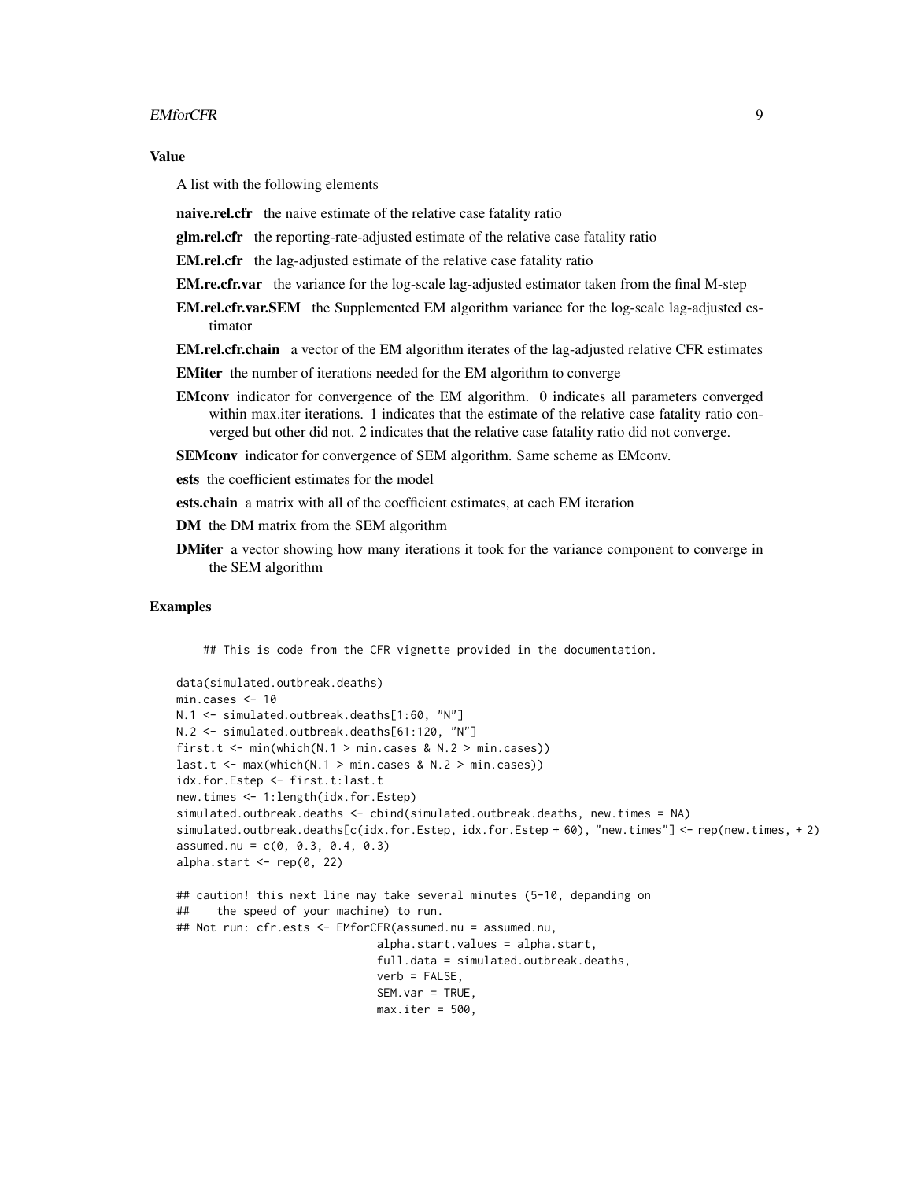### Value

A list with the following elements

**naive.rel.cfr** the naive estimate of the relative case fatality ratio

**glm.rel.cfr** the reporting-rate-adjusted estimate of the relative case fatality ratio

**EM.rel.cfr** the lag-adjusted estimate of the relative case fatality ratio

**EM.re.cfr.var** the variance for the log-scale lag-adjusted estimator taken from the final M-step

**EM.rel.cfr.var.SEM** the Supplemented EM algorithm variance for the log-scale lag-adjusted estimator

**EM.rel.cfr.chain** a vector of the EM algorithm iterates of the lag-adjusted relative CFR estimates

**EMiter** the number of iterations needed for the EM algorithm to converge

**EMconv** indicator for convergence of the EM algorithm. 0 indicates all parameters converged within max.iter iterations. 1 indicates that the estimate of the relative case fatality ratio converged but other did not. 2 indicates that the relative case fatality ratio did not converge.

**SEMconv** indicator for convergence of SEM algorithm. Same scheme as EMconv.

**ests** the coefficient estimates for the model

**ests.chain** a matrix with all of the coefficient estimates, at each EM iteration

**DM** the DM matrix from the SEM algorithm

**DMiter** a vector showing how many iterations it took for the variance component to converge in the SEM algorithm

### Examples

```
    ## This is code from the CFR vignette provided in the documentation.

data(simulated.outbreak.deaths)
min.cases <- 10
N.1 <- simulated.outbreak.deaths[1:60, "N"]
N.2 <- simulated.outbreak.deaths[61:120, "N"]
first.t <- min(which(N.1 > min.cases & N.2 > min.cases))
last.t <- max(which(N.1 > min.cases & N.2 > min.cases))
idx.for.Estep <- first.t:last.t
new.times <- 1:length(idx.for.Estep)
simulated.outbreak.deaths <- cbind(simulated.outbreak.deaths, new.times = NA)
simulated.outbreak.deaths[c(idx.for.Estep, idx.for.Estep + 60), "new.times"] <- rep(new.times, + 2)
assumed.nu = c(0, 0.3, 0.4, 0.3)
alpha.start <- rep(0, 22)

## caution! this next line may take several minutes (5-10, depanding on
##    the speed of your machine) to run.
## Not run: cfr.ests <- EMforCFR(assumed.nu = assumed.nu,
                              alpha.start.values = alpha.start,
                              full.data = simulated.outbreak.deaths,
                              verb = FALSE,
                              SEM.var = TRUE,
                              max.iter = 500,
```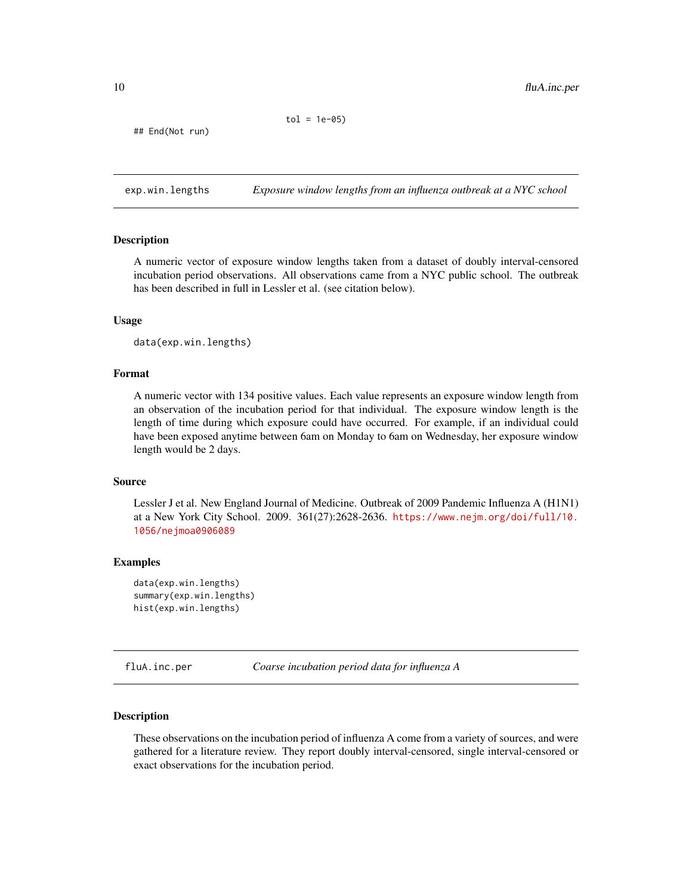```
                              tol = 1e-05)
## End(Not run)
```

## exp.win.lengths — *Exposure window lengths from an influenza outbreak at a NYC school*

### Description

A numeric vector of exposure window lengths taken from a dataset of doubly interval-censored incubation period observations. All observations came from a NYC public school. The outbreak has been described in full in Lessler et al. (see citation below).

### Usage

```
data(exp.win.lengths)
```

### Format

A numeric vector with 134 positive values. Each value represents an exposure window length from an observation of the incubation period for that individual. The exposure window length is the length of time during which exposure could have occurred. For example, if an individual could have been exposed anytime between 6am on Monday to 6am on Wednesday, her exposure window length would be 2 days.

### Source

Lessler J et al. New England Journal of Medicine. Outbreak of 2009 Pandemic Influenza A (H1N1) at a New York City School. 2009. 361(27):2628-2636. https://www.nejm.org/doi/full/10.1056/nejmoa0906089

### Examples

```
data(exp.win.lengths)
summary(exp.win.lengths)
hist(exp.win.lengths)
```

## fluA.inc.per — *Coarse incubation period data for influenza A*

### Description

These observations on the incubation period of influenza A come from a variety of sources, and were gathered for a literature review. They report doubly interval-censored, single interval-censored or exact observations for the incubation period.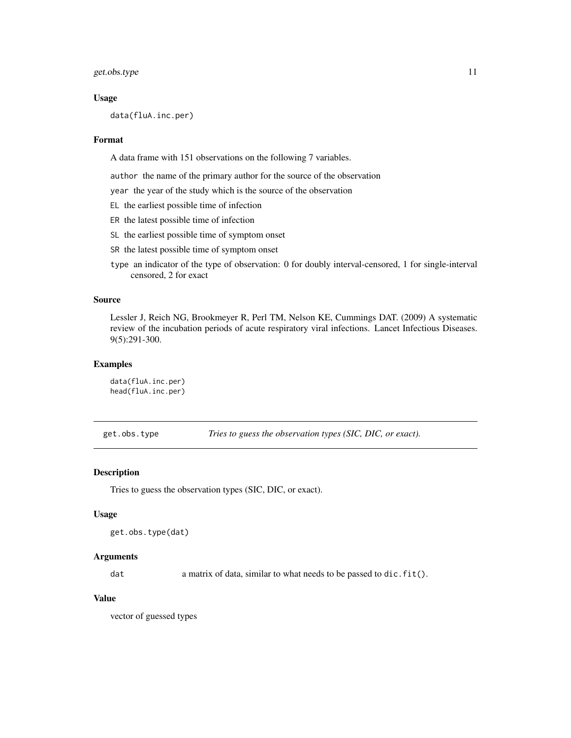### Usage

```
data(fluA.inc.per)
```

### Format

A data frame with 151 observations on the following 7 variables.

- `author` the name of the primary author for the source of the observation
- `year` the year of the study which is the source of the observation
- `EL` the earliest possible time of infection
- `ER` the latest possible time of infection
- `SL` the earliest possible time of symptom onset
- `SR` the latest possible time of symptom onset
- `type` an indicator of the type of observation: 0 for doubly interval-censored, 1 for single-interval censored, 2 for exact

### Source

Lessler J, Reich NG, Brookmeyer R, Perl TM, Nelson KE, Cummings DAT. (2009) A systematic review of the incubation periods of acute respiratory viral infections. Lancet Infectious Diseases. 9(5):291-300.

### Examples

```
data(fluA.inc.per)
head(fluA.inc.per)
```

---

## get.obs.type — *Tries to guess the observation types (SIC, DIC, or exact).*

---

### Description

Tries to guess the observation types (SIC, DIC, or exact).

### Usage

```
get.obs.type(dat)
```

### Arguments

| | |
|---|---|
| `dat` | a matrix of data, similar to what needs to be passed to `dic.fit()`. |

### Value

vector of guessed types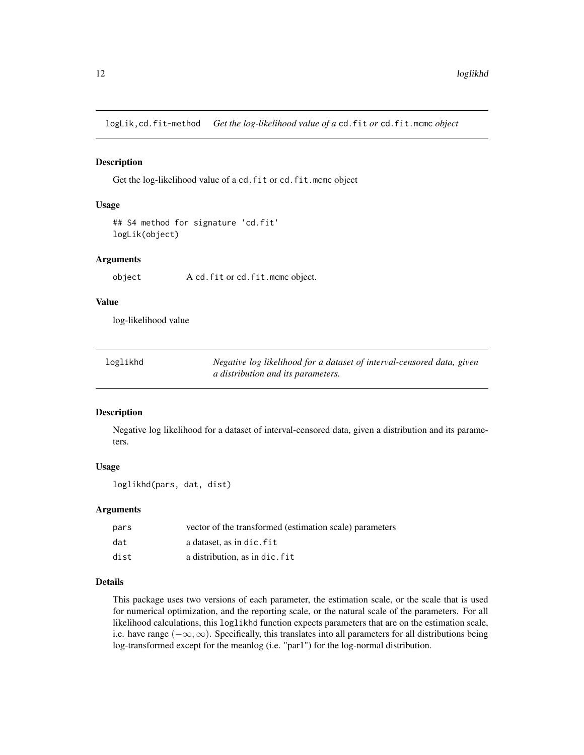## logLik,cd.fit-method *Get the log-likelihood value of a* `cd.fit` *or* `cd.fit.mcmc` *object*

### Description

Get the log-likelihood value of a `cd.fit` or `cd.fit.mcmc` object

### Usage

```
## S4 method for signature 'cd.fit'
logLik(object)
```

### Arguments

| | |
|---|---|
| object | A `cd.fit` or `cd.fit.mcmc` object. |

### Value

log-likelihood value

## loglikhd *Negative log likelihood for a dataset of interval-censored data, given a distribution and its parameters.*

### Description

Negative log likelihood for a dataset of interval-censored data, given a distribution and its parameters.

### Usage

```
loglikhd(pars, dat, dist)
```

### Arguments

| | |
|---|---|
| pars | vector of the transformed (estimation scale) parameters |
| dat | a dataset, as in `dic.fit` |
| dist | a distribution, as in `dic.fit` |

### Details

This package uses two versions of each parameter, the estimation scale, or the scale that is used for numerical optimization, and the reporting scale, or the natural scale of the parameters. For all likelihood calculations, this `loglikhd` function expects parameters that are on the estimation scale, i.e. have range $(-\infty, \infty)$. Specifically, this translates into all parameters for all distributions being log-transformed except for the meanlog (i.e. "par1") for the log-normal distribution.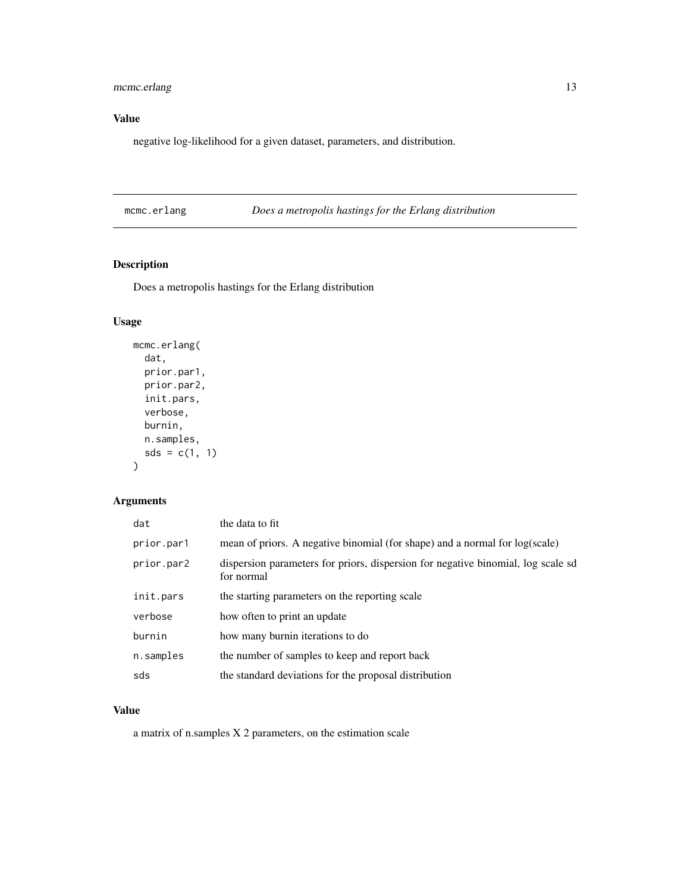## Value

negative log-likelihood for a given dataset, parameters, and distribution.

---

## mcmc.erlang — *Does a metropolis hastings for the Erlang distribution*

---

### Description

Does a metropolis hastings for the Erlang distribution

### Usage

```
mcmc.erlang(
  dat,
  prior.par1,
  prior.par2,
  init.pars,
  verbose,
  burnin,
  n.samples,
  sds = c(1, 1)
)
```

### Arguments

| | |
|---|---|
| `dat` | the data to fit |
| `prior.par1` | mean of priors. A negative binomial (for shape) and a normal for log(scale) |
| `prior.par2` | dispersion parameters for priors, dispersion for negative binomial, log scale sd for normal |
| `init.pars` | the starting parameters on the reporting scale |
| `verbose` | how often to print an update |
| `burnin` | how many burnin iterations to do |
| `n.samples` | the number of samples to keep and report back |
| `sds` | the standard deviations for the proposal distribution |

### Value

a matrix of n.samples X 2 parameters, on the estimation scale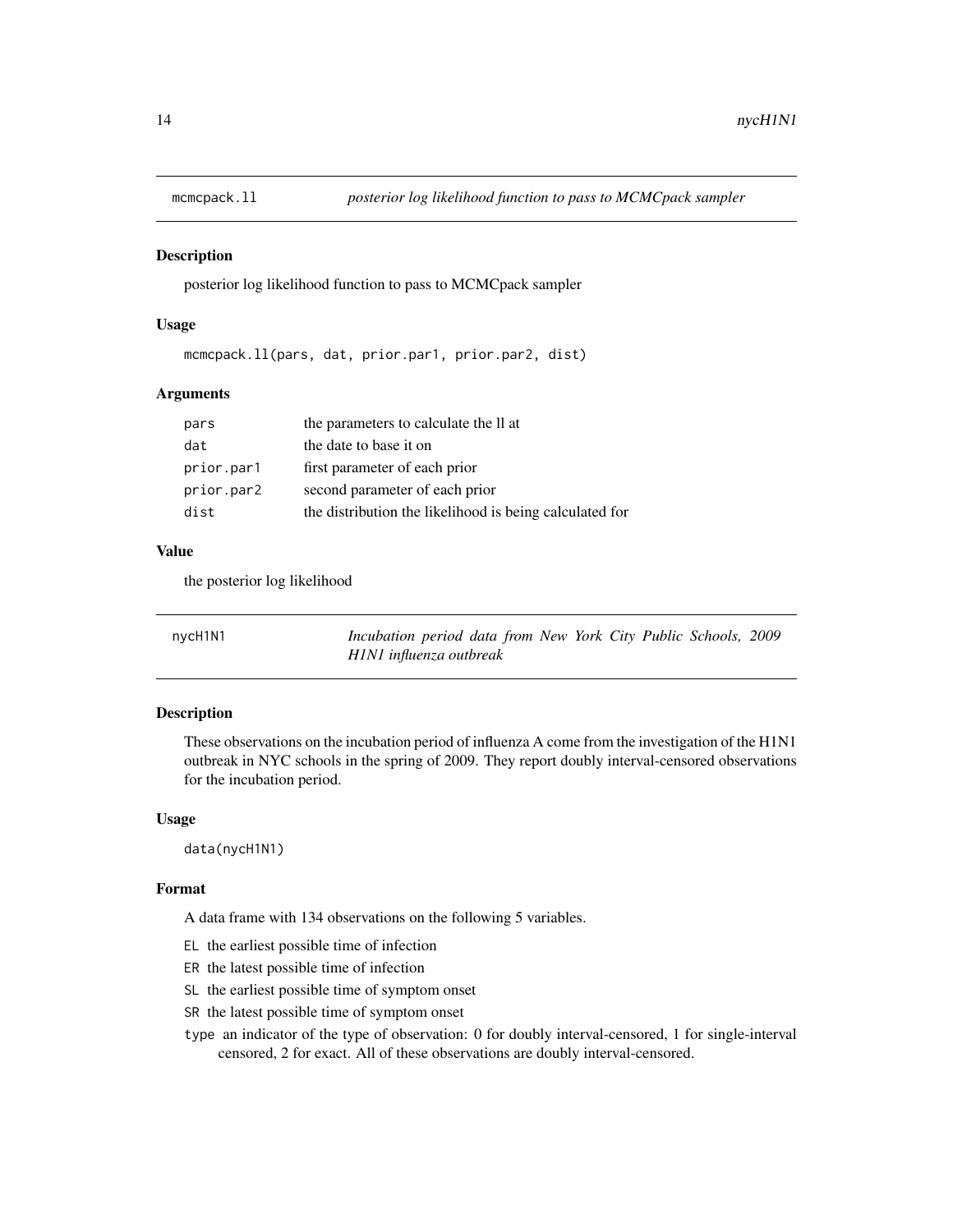## mcmcpack.ll *posterior log likelihood function to pass to MCMCpack sampler*

### Description

posterior log likelihood function to pass to MCMCpack sampler

### Usage

```
mcmcpack.ll(pars, dat, prior.par1, prior.par2, dist)
```

### Arguments

| | |
|---|---|
| pars | the parameters to calculate the ll at |
| dat | the date to base it on |
| prior.par1 | first parameter of each prior |
| prior.par2 | second parameter of each prior |
| dist | the distribution the likelihood is being calculated for |

### Value

the posterior log likelihood

## nycH1N1 *Incubation period data from New York City Public Schools, 2009 H1N1 influenza outbreak*

### Description

These observations on the incubation period of influenza A come from the investigation of the H1N1 outbreak in NYC schools in the spring of 2009. They report doubly interval-censored observations for the incubation period.

### Usage

```
data(nycH1N1)
```

### Format

A data frame with 134 observations on the following 5 variables.

- EL the earliest possible time of infection
- ER the latest possible time of infection
- SL the earliest possible time of symptom onset
- SR the latest possible time of symptom onset
- type an indicator of the type of observation: 0 for doubly interval-censored, 1 for single-interval censored, 2 for exact. All of these observations are doubly interval-censored.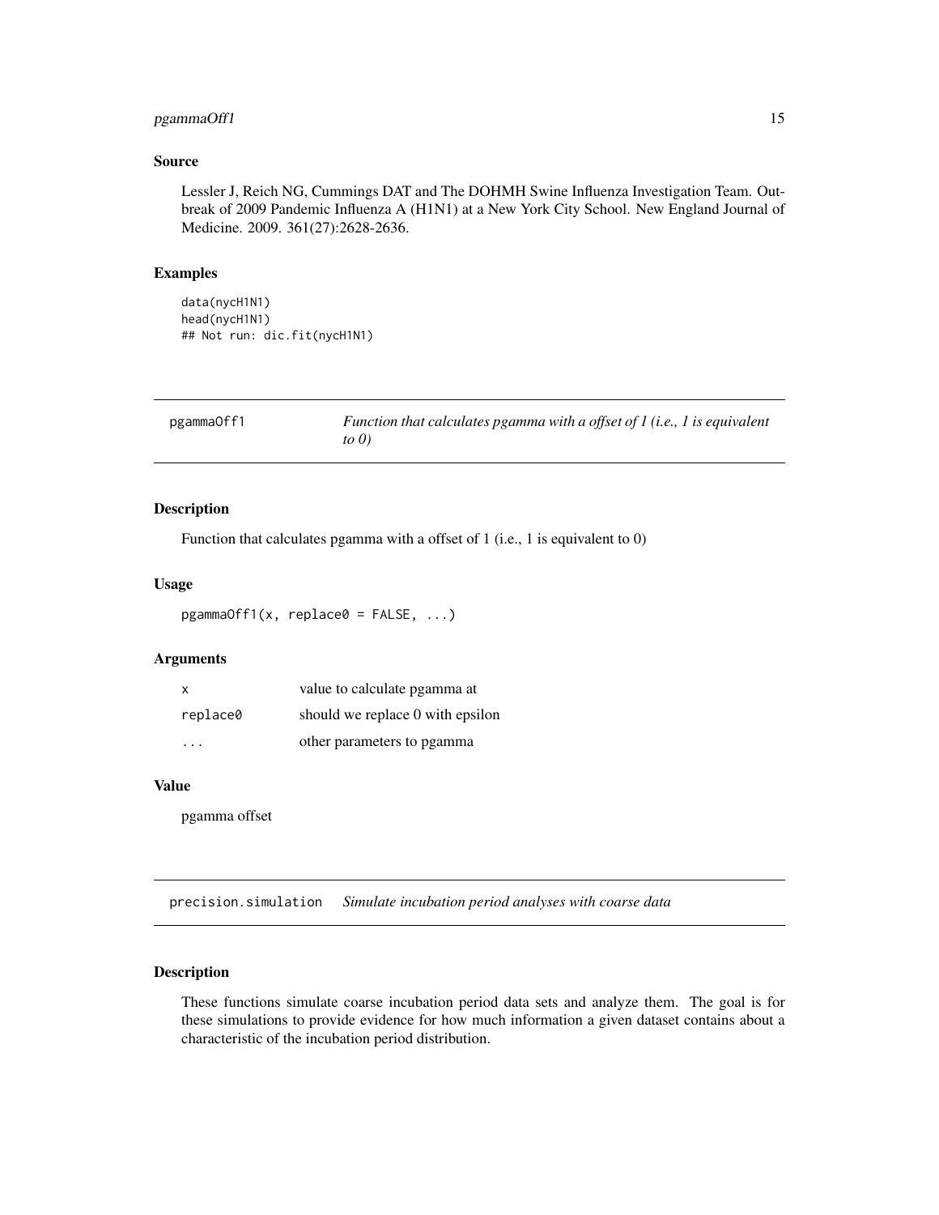### Source

Lessler J, Reich NG, Cummings DAT and The DOHMH Swine Influenza Investigation Team. Outbreak of 2009 Pandemic Influenza A (H1N1) at a New York City School. New England Journal of Medicine. 2009. 361(27):2628-2636.

### Examples

```
data(nycH1N1)
head(nycH1N1)
## Not run: dic.fit(nycH1N1)
```

---

## pgammaOff1 — *Function that calculates pgamma with a offset of 1 (i.e., 1 is equivalent to 0)*

### Description

Function that calculates pgamma with a offset of 1 (i.e., 1 is equivalent to 0)

### Usage

```
pgammaOff1(x, replace0 = FALSE, ...)
```

### Arguments

| | |
|---|---|
| `x` | value to calculate pgamma at |
| `replace0` | should we replace 0 with epsilon |
| `...` | other parameters to pgamma |

### Value

pgamma offset

---

## precision.simulation — *Simulate incubation period analyses with coarse data*

### Description

These functions simulate coarse incubation period data sets and analyze them. The goal is for these simulations to provide evidence for how much information a given dataset contains about a characteristic of the incubation period distribution.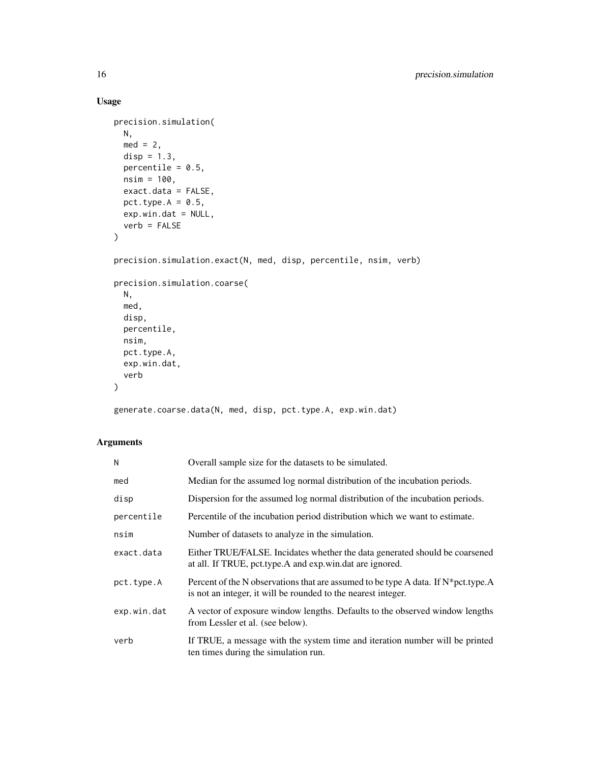## Usage

```
precision.simulation(
  N,
  med = 2,
  disp = 1.3,
  percentile = 0.5,
  nsim = 100,
  exact.data = FALSE,
  pct.type.A = 0.5,
  exp.win.dat = NULL,
  verb = FALSE
)

precision.simulation.exact(N, med, disp, percentile, nsim, verb)

precision.simulation.coarse(
  N,
  med,
  disp,
  percentile,
  nsim,
  pct.type.A,
  exp.win.dat,
  verb
)

generate.coarse.data(N, med, disp, pct.type.A, exp.win.dat)
```

## Arguments

| | |
|---|---|
| N | Overall sample size for the datasets to be simulated. |
| med | Median for the assumed log normal distribution of the incubation periods. |
| disp | Dispersion for the assumed log normal distribution of the incubation periods. |
| percentile | Percentile of the incubation period distribution which we want to estimate. |
| nsim | Number of datasets to analyze in the simulation. |
| exact.data | Either TRUE/FALSE. Incidates whether the data generated should be coarsened at all. If TRUE, pct.type.A and exp.win.dat are ignored. |
| pct.type.A | Percent of the N observations that are assumed to be type A data. If N*pct.type.A is not an integer, it will be rounded to the nearest integer. |
| exp.win.dat | A vector of exposure window lengths. Defaults to the observed window lengths from Lessler et al. (see below). |
| verb | If TRUE, a message with the system time and iteration number will be printed ten times during the simulation run. |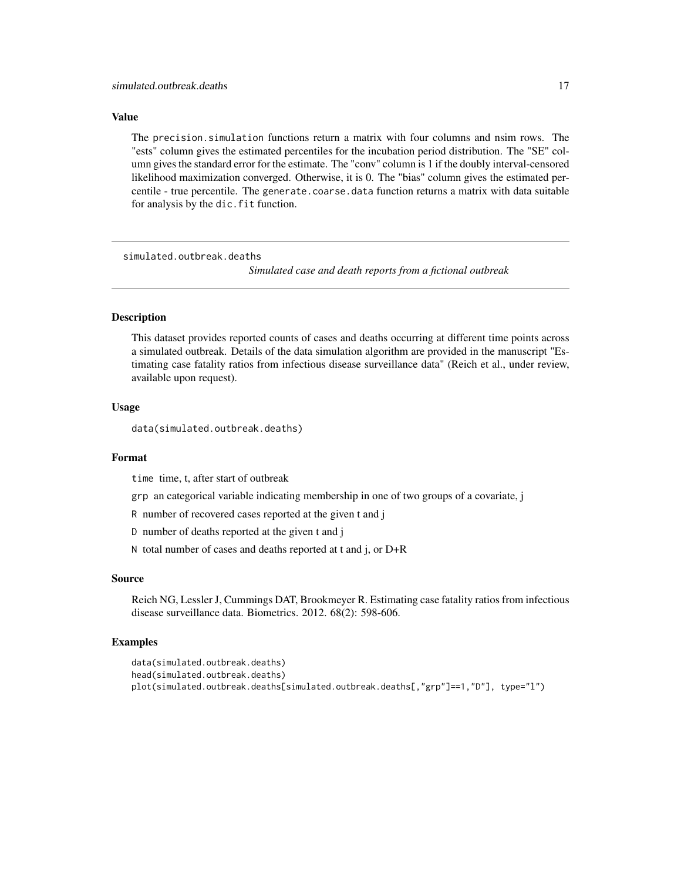## Value

The `precision.simulation` functions return a matrix with four columns and nsim rows. The "ests" column gives the estimated percentiles for the incubation period distribution. The "SE" column gives the standard error for the estimate. The "conv" column is 1 if the doubly interval-censored likelihood maximization converged. Otherwise, it is 0. The "bias" column gives the estimated percentile - true percentile. The `generate.coarse.data` function returns a matrix with data suitable for analysis by the `dic.fit` function.

---

# simulated.outbreak.deaths — *Simulated case and death reports from a fictional outbreak*

---

## Description

This dataset provides reported counts of cases and deaths occurring at different time points across a simulated outbreak. Details of the data simulation algorithm are provided in the manuscript "Estimating case fatality ratios from infectious disease surveillance data" (Reich et al., under review, available upon request).

## Usage

```
data(simulated.outbreak.deaths)
```

## Format

- `time` time, t, after start of outbreak
- `grp` an categorical variable indicating membership in one of two groups of a covariate, j
- `R` number of recovered cases reported at the given t and j
- `D` number of deaths reported at the given t and j
- `N` total number of cases and deaths reported at t and j, or D+R

## Source

Reich NG, Lessler J, Cummings DAT, Brookmeyer R. Estimating case fatality ratios from infectious disease surveillance data. Biometrics. 2012. 68(2): 598-606.

## Examples

```
data(simulated.outbreak.deaths)
head(simulated.outbreak.deaths)
plot(simulated.outbreak.deaths[simulated.outbreak.deaths[,"grp"]==1,"D"], type="l")
```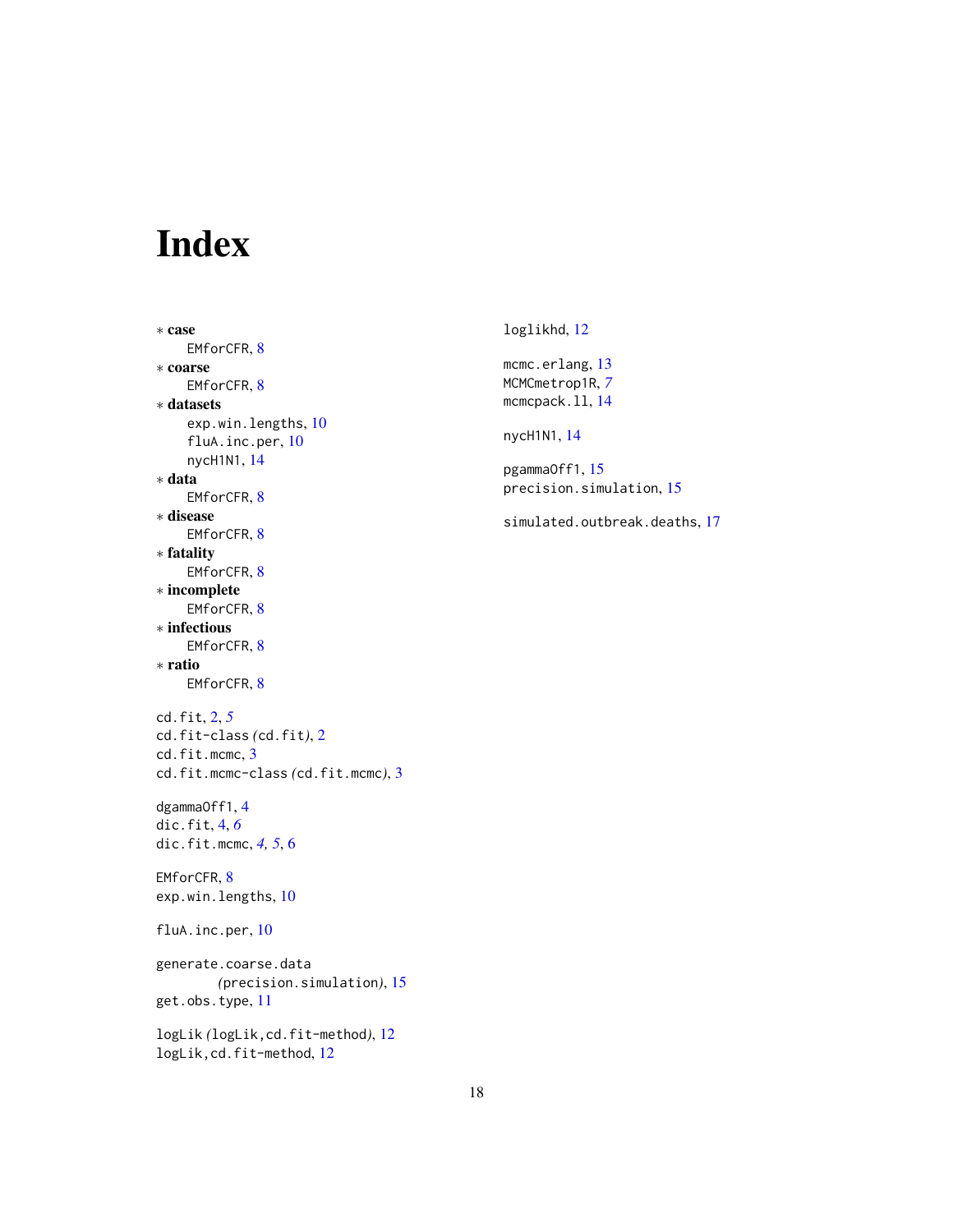# Index

* **case**
  - EMforCFR, 8
* **coarse**
  - EMforCFR, 8
* **datasets**
  - exp.win.lengths, 10
  - fluA.inc.per, 10
  - nycH1N1, 14
* **data**
  - EMforCFR, 8
* **disease**
  - EMforCFR, 8
* **fatality**
  - EMforCFR, 8
* **incomplete**
  - EMforCFR, 8
* **infectious**
  - EMforCFR, 8
* **ratio**
  - EMforCFR, 8

cd.fit, 2, *5*
cd.fit-class *(*cd.fit*)*, 2
cd.fit.mcmc, 3
cd.fit.mcmc-class *(*cd.fit.mcmc*)*, 3

dgammaOff1, 4
dic.fit, 4, *6*
dic.fit.mcmc, *4, 5*, 6

EMforCFR, 8
exp.win.lengths, 10

fluA.inc.per, 10

generate.coarse.data *(*precision.simulation*)*, 15
get.obs.type, 11

logLik *(*logLik,cd.fit-method*)*, 12
logLik,cd.fit-method, 12
loglikhd, 12

mcmc.erlang, 13
MCMCmetrop1R, *7*
mcmcpack.ll, 14

nycH1N1, 14

pgammaOff1, 15
precision.simulation, 15

simulated.outbreak.deaths, 17